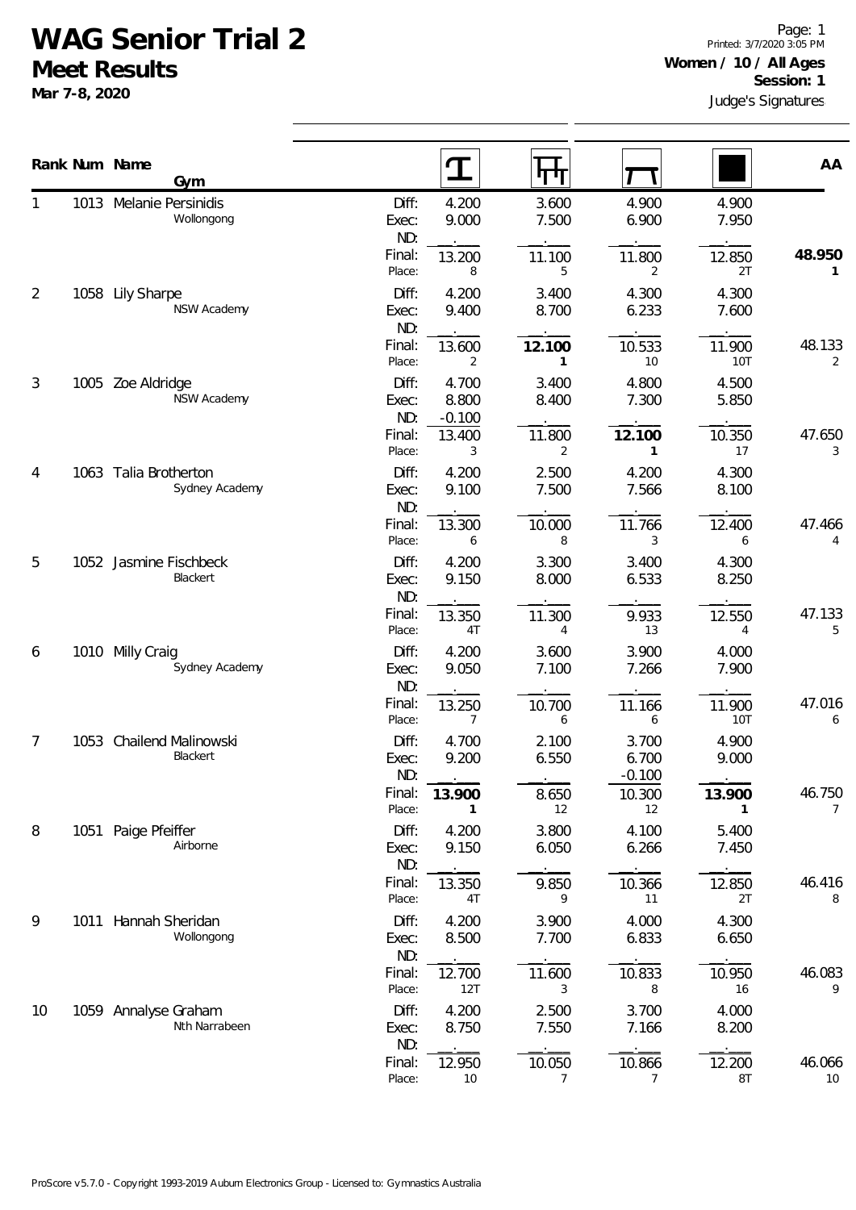# WAG Senior Trial 2

## Meet Results

**Mar 7-8, 2020**

Printed: 3/7/2020 3:05 PM

**Women / 10 / All Ages**

**Session: 1**

Judge's Signatures

| Rank | Num | Name / Gym | | Vault | Bars | Beam | Floor | AA |
|---|---|---|---|---|---|---|---|---|
| 1 | 1013 | Melanie Persinidis | Diff: | 4.200 | 3.600 | 4.900 | 4.900 | |
| | | Wollongong | Exec: | 9.000 | 7.500 | 6.900 | 7.950 | |
| | | | ND: | . | . | . | . | |
| | | | Final: | 13.200 | 11.100 | 11.800 | 12.850 | **48.950** |
| | | | Place: | 8 | 5 | 2 | 2T | **1** |
| 2 | 1058 | Lily Sharpe | Diff: | 4.200 | 3.400 | 4.300 | 4.300 | |
| | | NSW Academy | Exec: | 9.400 | 8.700 | 6.233 | 7.600 | |
| | | | ND: | . | . | . | . | |
| | | | Final: | 13.600 | **12.100** | 10.533 | 11.900 | 48.133 |
| | | | Place: | 2 | **1** | 10 | 10T | 2 |
| 3 | 1005 | Zoe Aldridge | Diff: | 4.700 | 3.400 | 4.800 | 4.500 | |
| | | NSW Academy | Exec: | 8.800 | 8.400 | 7.300 | 5.850 | |
| | | | ND: | -0.100 | . | . | . | |
| | | | Final: | 13.400 | 11.800 | **12.100** | 10.350 | 47.650 |
| | | | Place: | 3 | 2 | **1** | 17 | 3 |
| 4 | 1063 | Talia Brotherton | Diff: | 4.200 | 2.500 | 4.200 | 4.300 | |
| | | Sydney Academy | Exec: | 9.100 | 7.500 | 7.566 | 8.100 | |
| | | | ND: | . | . | . | . | |
| | | | Final: | 13.300 | 10.000 | 11.766 | 12.400 | 47.466 |
| | | | Place: | 6 | 8 | 3 | 6 | 4 |
| 5 | 1052 | Jasmine Fischbeck | Diff: | 4.200 | 3.300 | 3.400 | 4.300 | |
| | | Blackert | Exec: | 9.150 | 8.000 | 6.533 | 8.250 | |
| | | | ND: | . | . | . | . | |
| | | | Final: | 13.350 | 11.300 | 9.933 | 12.550 | 47.133 |
| | | | Place: | 4T | 4 | 13 | 4 | 5 |
| 6 | 1010 | Milly Craig | Diff: | 4.200 | 3.600 | 3.900 | 4.000 | |
| | | Sydney Academy | Exec: | 9.050 | 7.100 | 7.266 | 7.900 | |
| | | | ND: | . | . | . | . | |
| | | | Final: | 13.250 | 10.700 | 11.166 | 11.900 | 47.016 |
| | | | Place: | 7 | 6 | 6 | 10T | 6 |
| 7 | 1053 | Chailend Malinowski | Diff: | 4.700 | 2.100 | 3.700 | 4.900 | |
| | | Blackert | Exec: | 9.200 | 6.550 | 6.700 | 9.000 | |
| | | | ND: | . | . | -0.100 | . | |
| | | | Final: | **13.900** | 8.650 | 10.300 | **13.900** | 46.750 |
| | | | Place: | **1** | 12 | 12 | **1** | 7 |
| 8 | 1051 | Paige Pfeiffer | Diff: | 4.200 | 3.800 | 4.100 | 5.400 | |
| | | Airborne | Exec: | 9.150 | 6.050 | 6.266 | 7.450 | |
| | | | ND: | . | . | . | . | |
| | | | Final: | 13.350 | 9.850 | 10.366 | 12.850 | 46.416 |
| | | | Place: | 4T | 9 | 11 | 2T | 8 |
| 9 | 1011 | Hannah Sheridan | Diff: | 4.200 | 3.900 | 4.000 | 4.300 | |
| | | Wollongong | Exec: | 8.500 | 7.700 | 6.833 | 6.650 | |
| | | | ND: | . | . | . | . | |
| | | | Final: | 12.700 | 11.600 | 10.833 | 10.950 | 46.083 |
| | | | Place: | 12T | 3 | 8 | 16 | 9 |
| 10 | 1059 | Annalyse Graham | Diff: | 4.200 | 2.500 | 3.700 | 4.000 | |
| | | Nth Narrabeen | Exec: | 8.750 | 7.550 | 7.166 | 8.200 | |
| | | | ND: | . | . | . | . | |
| | | | Final: | 12.950 | 10.050 | 10.866 | 12.200 | 46.066 |
| | | | Place: | 10 | 7 | 7 | 8T | 10 |

ProScore v5.7.0 - Copyright 1993-2019 Auburn Electronics Group - Licensed to: Gymnastics Australia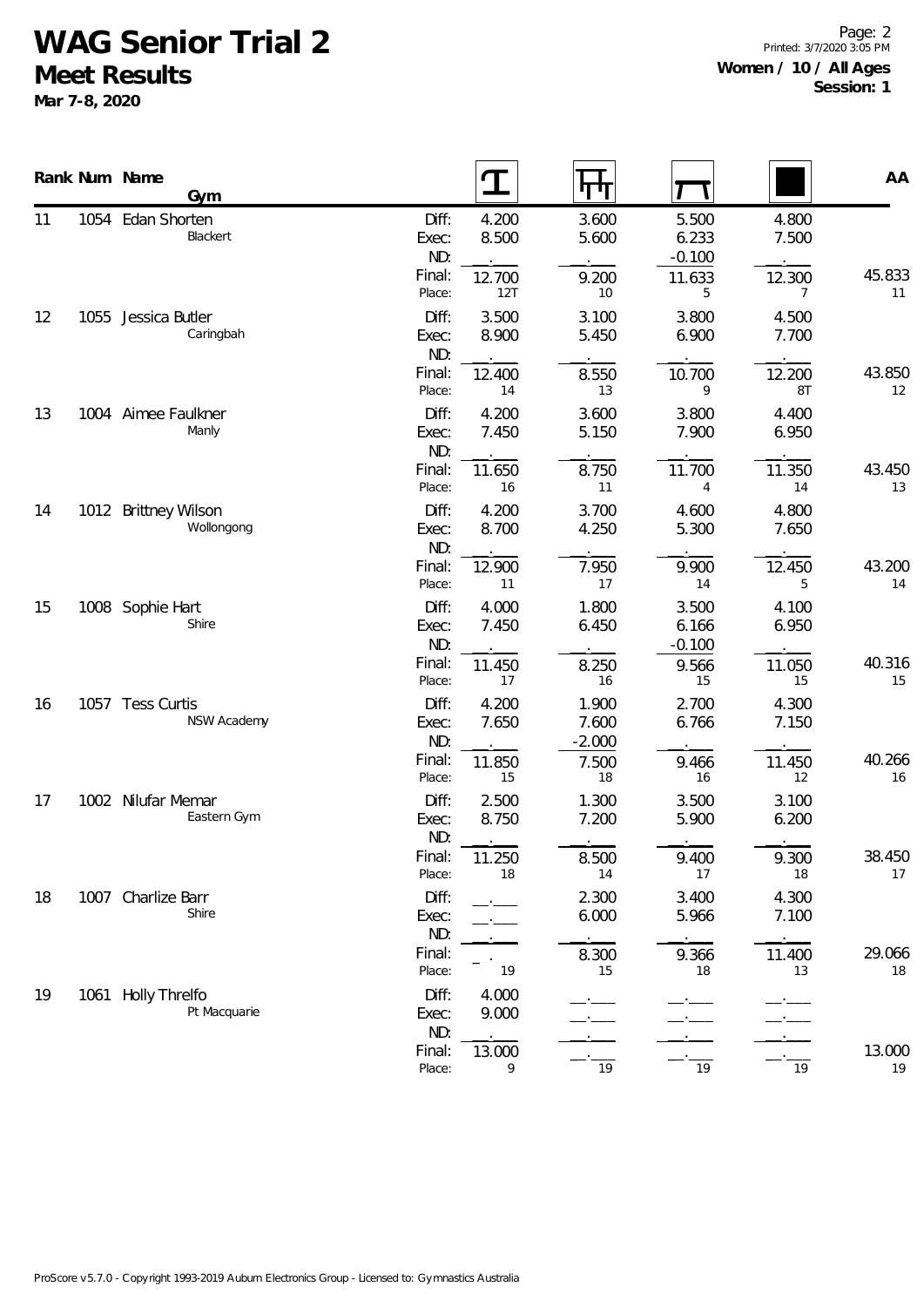# WAG Senior Trial 2

## Meet Results

**Mar 7-8, 2020**

**Women / 10 / All Ages**
**Session: 1**

| Rank | Num | Name / Gym | | Vault | Bars | Beam | Floor | AA |
|---|---|---|---|---|---|---|---|---|
| 11 | 1054 | Edan Shorten | Diff: | 4.200 | 3.600 | 5.500 | 4.800 | |
| | | Blackert | Exec: | 8.500 | 5.600 | 6.233 | 7.500 | |
| | | | ND: | . | . | -0.100 | . | |
| | | | Final: | 12.700 | 9.200 | 11.633 | 12.300 | 45.833 |
| | | | Place: | 12T | 10 | 5 | 7 | 11 |
| 12 | 1055 | Jessica Butler | Diff: | 3.500 | 3.100 | 3.800 | 4.500 | |
| | | Caringbah | Exec: | 8.900 | 5.450 | 6.900 | 7.700 | |
| | | | ND: | . | . | . | . | |
| | | | Final: | 12.400 | 8.550 | 10.700 | 12.200 | 43.850 |
| | | | Place: | 14 | 13 | 9 | 8T | 12 |
| 13 | 1004 | Aimee Faulkner | Diff: | 4.200 | 3.600 | 3.800 | 4.400 | |
| | | Manly | Exec: | 7.450 | 5.150 | 7.900 | 6.950 | |
| | | | ND: | . | . | . | . | |
| | | | Final: | 11.650 | 8.750 | 11.700 | 11.350 | 43.450 |
| | | | Place: | 16 | 11 | 4 | 14 | 13 |
| 14 | 1012 | Brittney Wilson | Diff: | 4.200 | 3.700 | 4.600 | 4.800 | |
| | | Wollongong | Exec: | 8.700 | 4.250 | 5.300 | 7.650 | |
| | | | ND: | . | . | . | . | |
| | | | Final: | 12.900 | 7.950 | 9.900 | 12.450 | 43.200 |
| | | | Place: | 11 | 17 | 14 | 5 | 14 |
| 15 | 1008 | Sophie Hart | Diff: | 4.000 | 1.800 | 3.500 | 4.100 | |
| | | Shire | Exec: | 7.450 | 6.450 | 6.166 | 6.950 | |
| | | | ND: | . | . | -0.100 | . | |
| | | | Final: | 11.450 | 8.250 | 9.566 | 11.050 | 40.316 |
| | | | Place: | 17 | 16 | 15 | 15 | 15 |
| 16 | 1057 | Tess Curtis | Diff: | 4.200 | 1.900 | 2.700 | 4.300 | |
| | | NSW Academy | Exec: | 7.650 | 7.600 | 6.766 | 7.150 | |
| | | | ND: | . | -2.000 | . | . | |
| | | | Final: | 11.850 | 7.500 | 9.466 | 11.450 | 40.266 |
| | | | Place: | 15 | 18 | 16 | 12 | 16 |
| 17 | 1002 | Nilufar Memar | Diff: | 2.500 | 1.300 | 3.500 | 3.100 | |
| | | Eastern Gym | Exec: | 8.750 | 7.200 | 5.900 | 6.200 | |
| | | | ND: | . | . | . | . | |
| | | | Final: | 11.250 | 8.500 | 9.400 | 9.300 | 38.450 |
| | | | Place: | 18 | 14 | 17 | 18 | 17 |
| 18 | 1007 | Charlize Barr | Diff: | . | 2.300 | 3.400 | 4.300 | |
| | | Shire | Exec: | . | 6.000 | 5.966 | 7.100 | |
| | | | ND: | . | . | . | . | |
| | | | Final: | . | 8.300 | 9.366 | 11.400 | 29.066 |
| | | | Place: | 19 | 15 | 18 | 13 | 18 |
| 19 | 1061 | Holly Threlfo | Diff: | 4.000 | . | . | . | |
| | | Pt Macquarie | Exec: | 9.000 | . | . | . | |
| | | | ND: | . | . | . | . | |
| | | | Final: | 13.000 | . | . | . | 13.000 |
| | | | Place: | 9 | 19 | 19 | 19 | 19 |

ProScore v5.7.0 - Copyright 1993-2019 Auburn Electronics Group - Licensed to: Gymnastics Australia